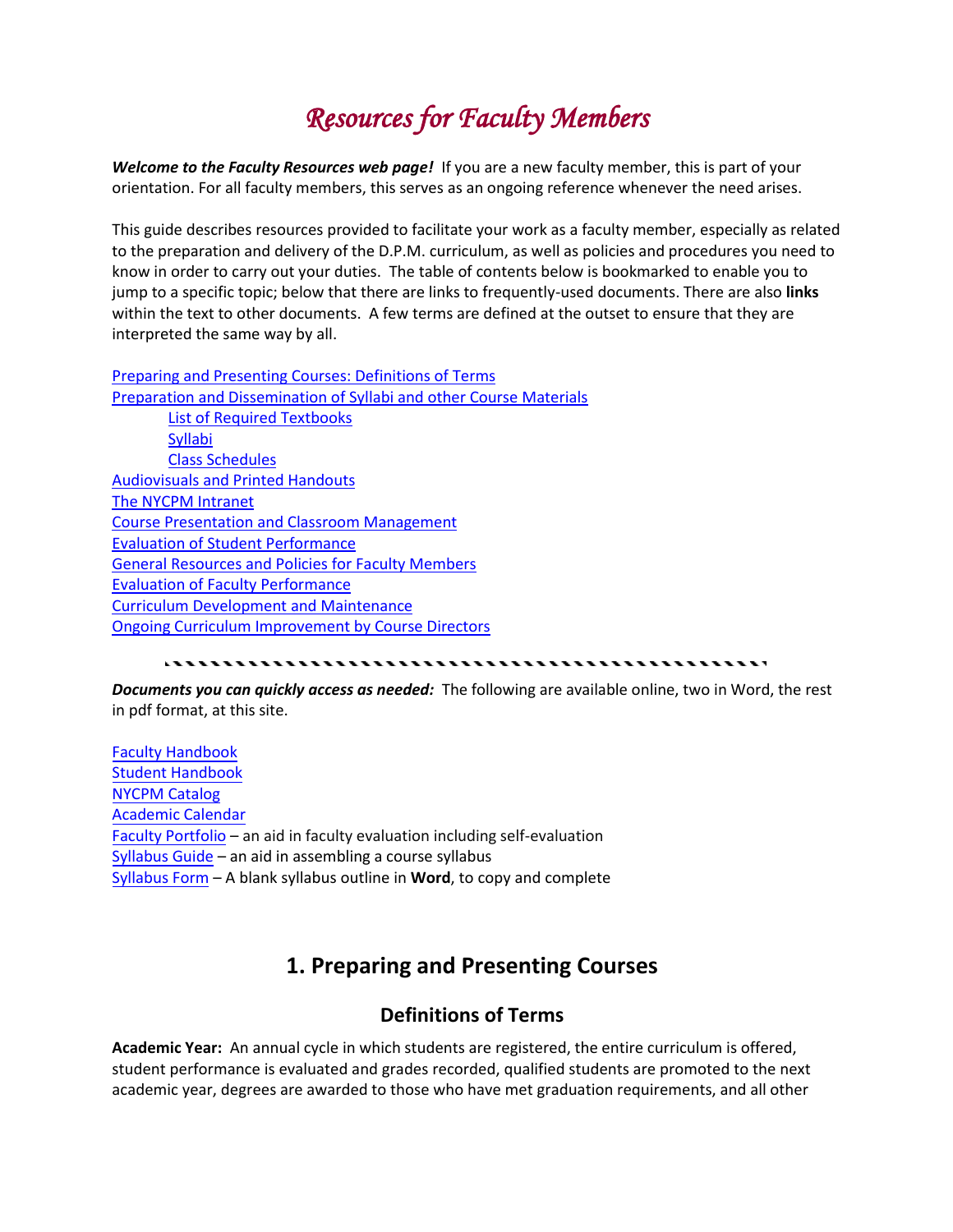# *Resources for Faculty Members*

***Welcome to the Faculty Resources web page!*** If you are a new faculty member, this is part of your orientation. For all faculty members, this serves as an ongoing reference whenever the need arises.

This guide describes resources provided to facilitate your work as a faculty member, especially as related to the preparation and delivery of the D.P.M. curriculum, as well as policies and procedures you need to know in order to carry out your duties. The table of contents below is bookmarked to enable you to jump to a specific topic; below that there are links to frequently-used documents. There are also **links** within the text to other documents. A few terms are defined at the outset to ensure that they are interpreted the same way by all.

[Preparing and Presenting Courses: Definitions of Terms]
[Preparation and Dissemination of Syllabi and other Course Materials]
- [List of Required Textbooks]
- [Syllabi]
- [Class Schedules]

[Audiovisuals and Printed Handouts]
[The NYCPM Intranet]
[Course Presentation and Classroom Management]
[Evaluation of Student Performance]
[General Resources and Policies for Faculty Members]
[Evaluation of Faculty Performance]
[Curriculum Development and Maintenance]
[Ongoing Curriculum Improvement by Course Directors]

---

***Documents you can quickly access as needed:*** The following are available online, two in Word, the rest in pdf format, at this site.

[Faculty Handbook]
[Student Handbook]
[NYCPM Catalog]
[Academic Calendar]
[Faculty Portfolio] – an aid in faculty evaluation including self-evaluation
[Syllabus Guide] – an aid in assembling a course syllabus
[Syllabus Form] – A blank syllabus outline in **Word**, to copy and complete

## 1. Preparing and Presenting Courses

### Definitions of Terms

**Academic Year:** An annual cycle in which students are registered, the entire curriculum is offered, student performance is evaluated and grades recorded, qualified students are promoted to the next academic year, degrees are awarded to those who have met graduation requirements, and all other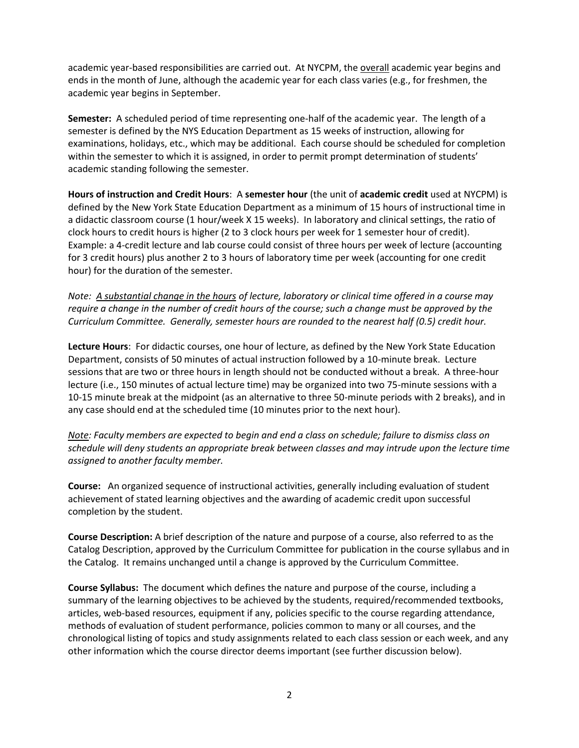academic year-based responsibilities are carried out. At NYCPM, the overall academic year begins and ends in the month of June, although the academic year for each class varies (e.g., for freshmen, the academic year begins in September.

**Semester:** A scheduled period of time representing one-half of the academic year. The length of a semester is defined by the NYS Education Department as 15 weeks of instruction, allowing for examinations, holidays, etc., which may be additional. Each course should be scheduled for completion within the semester to which it is assigned, in order to permit prompt determination of students' academic standing following the semester.

**Hours of instruction and Credit Hours**: A **semester hour** (the unit of **academic credit** used at NYCPM) is defined by the New York State Education Department as a minimum of 15 hours of instructional time in a didactic classroom course (1 hour/week X 15 weeks). In laboratory and clinical settings, the ratio of clock hours to credit hours is higher (2 to 3 clock hours per week for 1 semester hour of credit). Example: a 4-credit lecture and lab course could consist of three hours per week of lecture (accounting for 3 credit hours) plus another 2 to 3 hours of laboratory time per week (accounting for one credit hour) for the duration of the semester.

*Note: A substantial change in the hours of lecture, laboratory or clinical time offered in a course may require a change in the number of credit hours of the course; such a change must be approved by the Curriculum Committee. Generally, semester hours are rounded to the nearest half (0.5) credit hour.*

**Lecture Hours**: For didactic courses, one hour of lecture, as defined by the New York State Education Department, consists of 50 minutes of actual instruction followed by a 10-minute break. Lecture sessions that are two or three hours in length should not be conducted without a break. A three-hour lecture (i.e., 150 minutes of actual lecture time) may be organized into two 75-minute sessions with a 10-15 minute break at the midpoint (as an alternative to three 50-minute periods with 2 breaks), and in any case should end at the scheduled time (10 minutes prior to the next hour).

*Note: Faculty members are expected to begin and end a class on schedule; failure to dismiss class on schedule will deny students an appropriate break between classes and may intrude upon the lecture time assigned to another faculty member.*

**Course:** An organized sequence of instructional activities, generally including evaluation of student achievement of stated learning objectives and the awarding of academic credit upon successful completion by the student.

**Course Description:** A brief description of the nature and purpose of a course, also referred to as the Catalog Description, approved by the Curriculum Committee for publication in the course syllabus and in the Catalog. It remains unchanged until a change is approved by the Curriculum Committee.

**Course Syllabus:** The document which defines the nature and purpose of the course, including a summary of the learning objectives to be achieved by the students, required/recommended textbooks, articles, web-based resources, equipment if any, policies specific to the course regarding attendance, methods of evaluation of student performance, policies common to many or all courses, and the chronological listing of topics and study assignments related to each class session or each week, and any other information which the course director deems important (see further discussion below).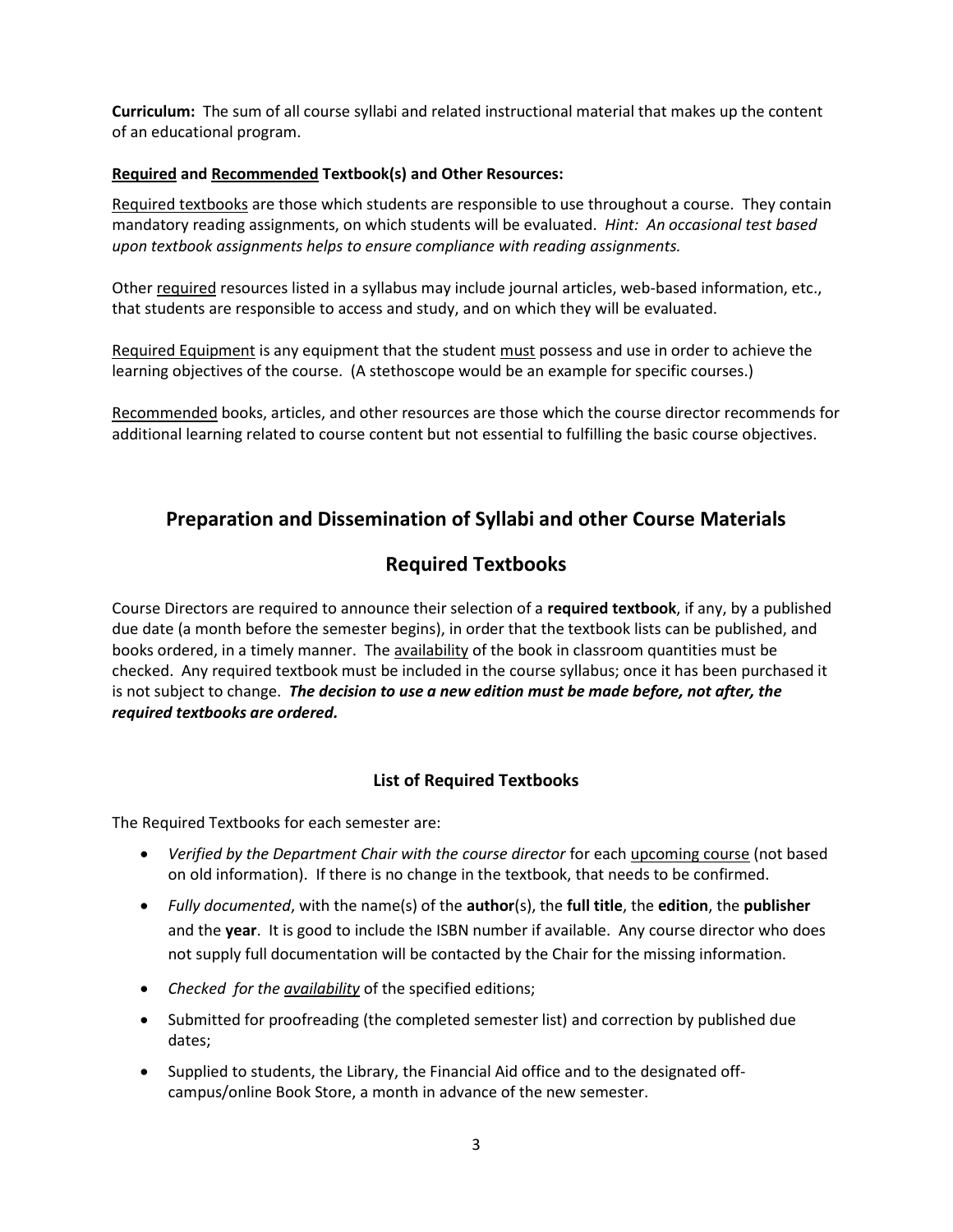**Curriculum:** The sum of all course syllabi and related instructional material that makes up the content of an educational program.

**Required and Recommended Textbook(s) and Other Resources:**

Required textbooks are those which students are responsible to use throughout a course. They contain mandatory reading assignments, on which students will be evaluated. *Hint: An occasional test based upon textbook assignments helps to ensure compliance with reading assignments.*

Other required resources listed in a syllabus may include journal articles, web-based information, etc., that students are responsible to access and study, and on which they will be evaluated.

Required Equipment is any equipment that the student must possess and use in order to achieve the learning objectives of the course. (A stethoscope would be an example for specific courses.)

Recommended books, articles, and other resources are those which the course director recommends for additional learning related to course content but not essential to fulfilling the basic course objectives.

## Preparation and Dissemination of Syllabi and other Course Materials

## Required Textbooks

Course Directors are required to announce their selection of a **required textbook**, if any, by a published due date (a month before the semester begins), in order that the textbook lists can be published, and books ordered, in a timely manner. The availability of the book in classroom quantities must be checked. Any required textbook must be included in the course syllabus; once it has been purchased it is not subject to change. ***The decision to use a new edition must be made before, not after, the required textbooks are ordered.***

### List of Required Textbooks

The Required Textbooks for each semester are:

- *Verified by the Department Chair with the course director* for each upcoming course (not based on old information). If there is no change in the textbook, that needs to be confirmed.
- *Fully documented*, with the name(s) of the **author**(s), the **full title**, the **edition**, the **publisher** and the **year**. It is good to include the ISBN number if available. Any course director who does not supply full documentation will be contacted by the Chair for the missing information.
- *Checked for the availability* of the specified editions;
- Submitted for proofreading (the completed semester list) and correction by published due dates;
- Supplied to students, the Library, the Financial Aid office and to the designated off-campus/online Book Store, a month in advance of the new semester.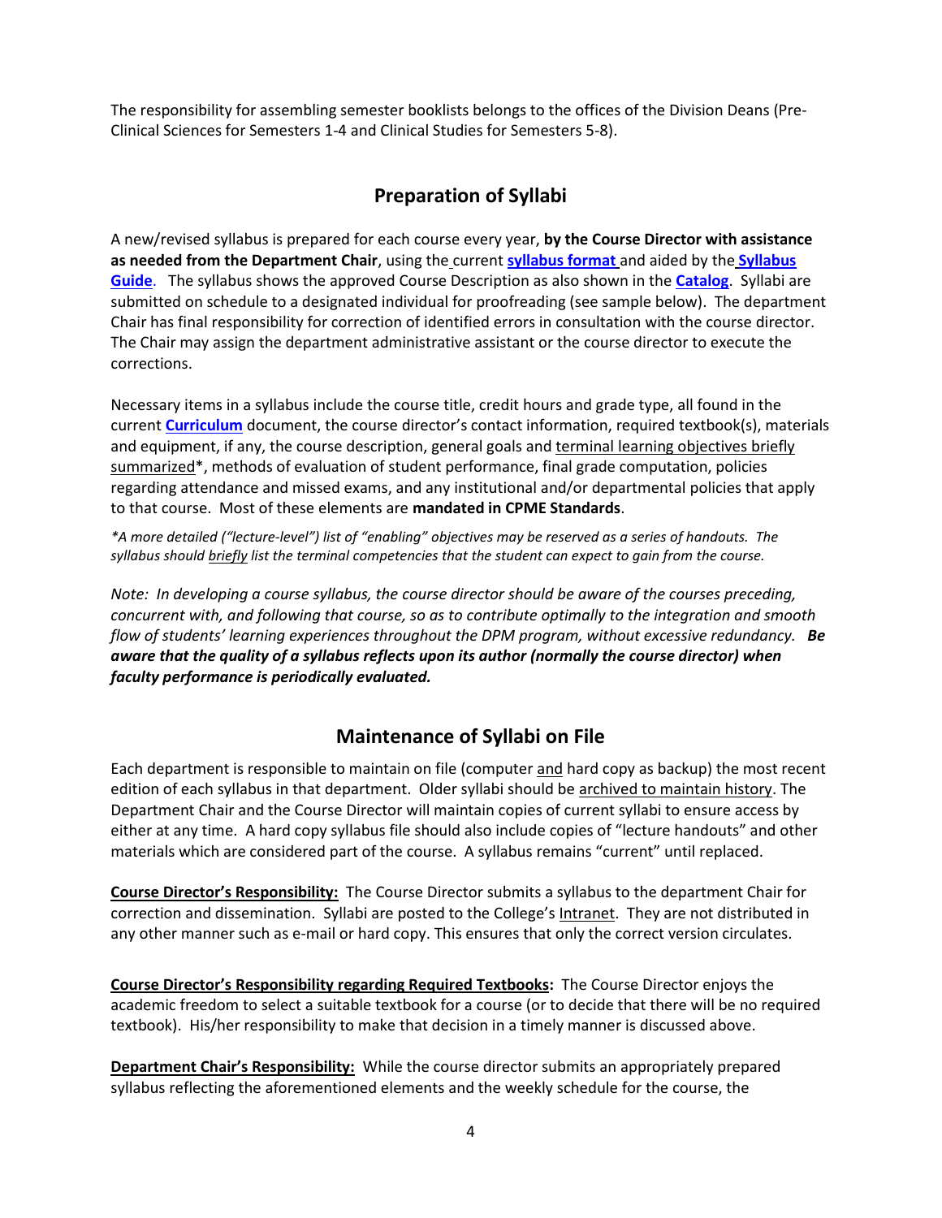The responsibility for assembling semester booklists belongs to the offices of the Division Deans (Pre-Clinical Sciences for Semesters 1-4 and Clinical Studies for Semesters 5-8).

## Preparation of Syllabi

A new/revised syllabus is prepared for each course every year, **by the Course Director with assistance as needed from the Department Chair**, using the current **syllabus format** and aided by the **Syllabus Guide**. The syllabus shows the approved Course Description as also shown in the **Catalog**. Syllabi are submitted on schedule to a designated individual for proofreading (see sample below). The department Chair has final responsibility for correction of identified errors in consultation with the course director. The Chair may assign the department administrative assistant or the course director to execute the corrections.

Necessary items in a syllabus include the course title, credit hours and grade type, all found in the current **Curriculum** document, the course director's contact information, required textbook(s), materials and equipment, if any, the course description, general goals and terminal learning objectives briefly summarized*, methods of evaluation of student performance, final grade computation, policies regarding attendance and missed exams, and any institutional and/or departmental policies that apply to that course. Most of these elements are **mandated in CPME Standards**.

*\*A more detailed ("lecture-level") list of "enabling" objectives may be reserved as a series of handouts. The syllabus should briefly list the terminal competencies that the student can expect to gain from the course.*

*Note: In developing a course syllabus, the course director should be aware of the courses preceding, concurrent with, and following that course, so as to contribute optimally to the integration and smooth flow of students' learning experiences throughout the DPM program, without excessive redundancy.* ***Be aware that the quality of a syllabus reflects upon its author (normally the course director) when faculty performance is periodically evaluated.***

## Maintenance of Syllabi on File

Each department is responsible to maintain on file (computer and hard copy as backup) the most recent edition of each syllabus in that department. Older syllabi should be archived to maintain history. The Department Chair and the Course Director will maintain copies of current syllabi to ensure access by either at any time. A hard copy syllabus file should also include copies of "lecture handouts" and other materials which are considered part of the course. A syllabus remains "current" until replaced.

**Course Director's Responsibility:** The Course Director submits a syllabus to the department Chair for correction and dissemination. Syllabi are posted to the College's Intranet. They are not distributed in any other manner such as e-mail or hard copy. This ensures that only the correct version circulates.

**Course Director's Responsibility regarding Required Textbooks:** The Course Director enjoys the academic freedom to select a suitable textbook for a course (or to decide that there will be no required textbook). His/her responsibility to make that decision in a timely manner is discussed above.

**Department Chair's Responsibility:** While the course director submits an appropriately prepared syllabus reflecting the aforementioned elements and the weekly schedule for the course, the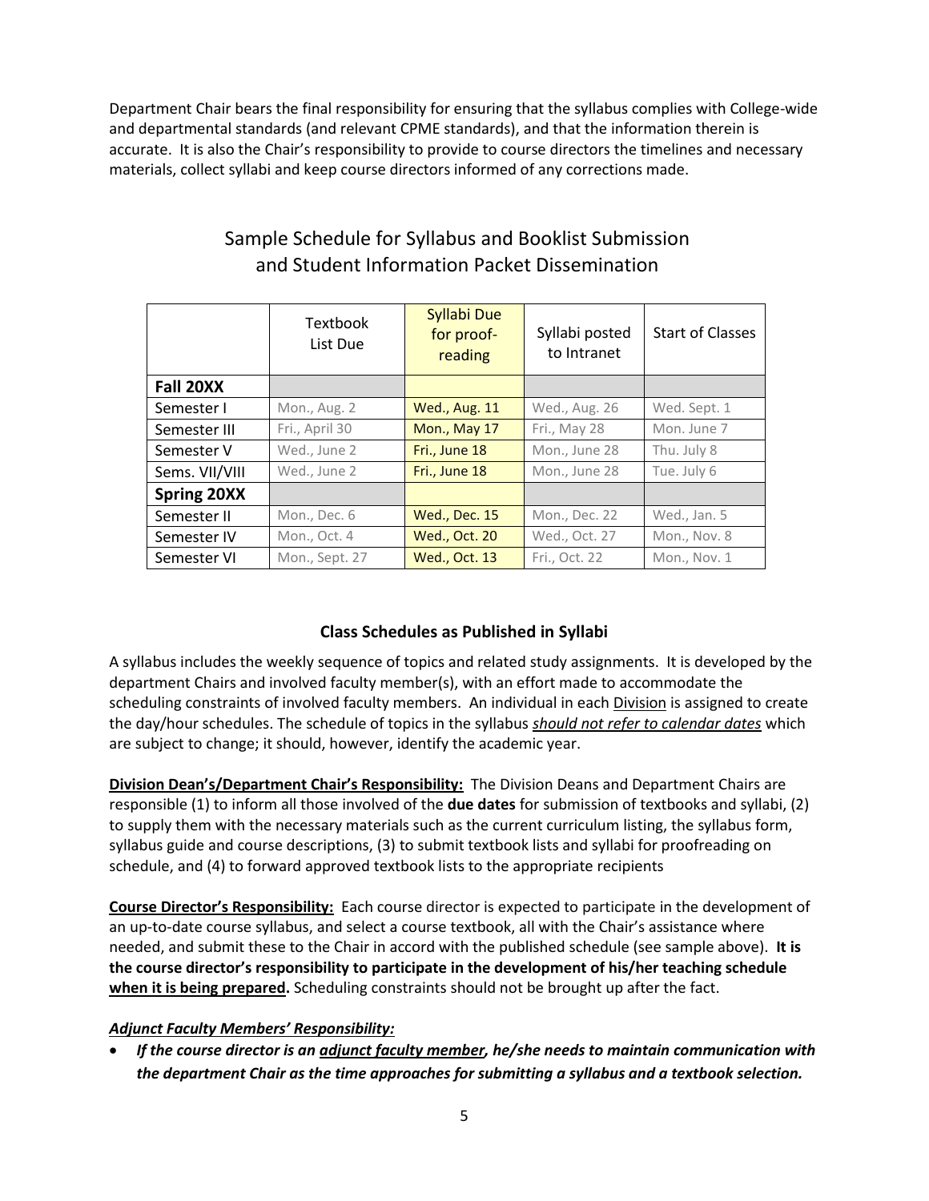Department Chair bears the final responsibility for ensuring that the syllabus complies with College-wide and departmental standards (and relevant CPME standards), and that the information therein is accurate. It is also the Chair's responsibility to provide to course directors the timelines and necessary materials, collect syllabi and keep course directors informed of any corrections made.

## Sample Schedule for Syllabus and Booklist Submission and Student Information Packet Dissemination

| | Textbook List Due | Syllabi Due for proof-reading | Syllabi posted to Intranet | Start of Classes |
|---|---|---|---|---|
| **Fall 20XX** | | | | |
| Semester I | Mon., Aug. 2 | Wed., Aug. 11 | Wed., Aug. 26 | Wed. Sept. 1 |
| Semester III | Fri., April 30 | Mon., May 17 | Fri., May 28 | Mon. June 7 |
| Semester V | Wed., June 2 | Fri., June 18 | Mon., June 28 | Thu. July 8 |
| Sems. VII/VIII | Wed., June 2 | Fri., June 18 | Mon., June 28 | Tue. July 6 |
| **Spring 20XX** | | | | |
| Semester II | Mon., Dec. 6 | Wed., Dec. 15 | Mon., Dec. 22 | Wed., Jan. 5 |
| Semester IV | Mon., Oct. 4 | Wed., Oct. 20 | Wed., Oct. 27 | Mon., Nov. 8 |
| Semester VI | Mon., Sept. 27 | Wed., Oct. 13 | Fri., Oct. 22 | Mon., Nov. 1 |

### Class Schedules as Published in Syllabi

A syllabus includes the weekly sequence of topics and related study assignments. It is developed by the department Chairs and involved faculty member(s), with an effort made to accommodate the scheduling constraints of involved faculty members. An individual in each Division is assigned to create the day/hour schedules. The schedule of topics in the syllabus ***should not refer to calendar dates*** which are subject to change; it should, however, identify the academic year.

**Division Dean's/Department Chair's Responsibility:** The Division Deans and Department Chairs are responsible (1) to inform all those involved of the **due dates** for submission of textbooks and syllabi, (2) to supply them with the necessary materials such as the current curriculum listing, the syllabus form, syllabus guide and course descriptions, (3) to submit textbook lists and syllabi for proofreading on schedule, and (4) to forward approved textbook lists to the appropriate recipients

**Course Director's Responsibility:** Each course director is expected to participate in the development of an up-to-date course syllabus, and select a course textbook, all with the Chair's assistance where needed, and submit these to the Chair in accord with the published schedule (see sample above). **It is the course director's responsibility to participate in the development of his/her teaching schedule when it is being prepared.** Scheduling constraints should not be brought up after the fact.

***Adjunct Faculty Members' Responsibility:***

- ***If the course director is an adjunct faculty member, he/she needs to maintain communication with the department Chair as the time approaches for submitting a syllabus and a textbook selection.***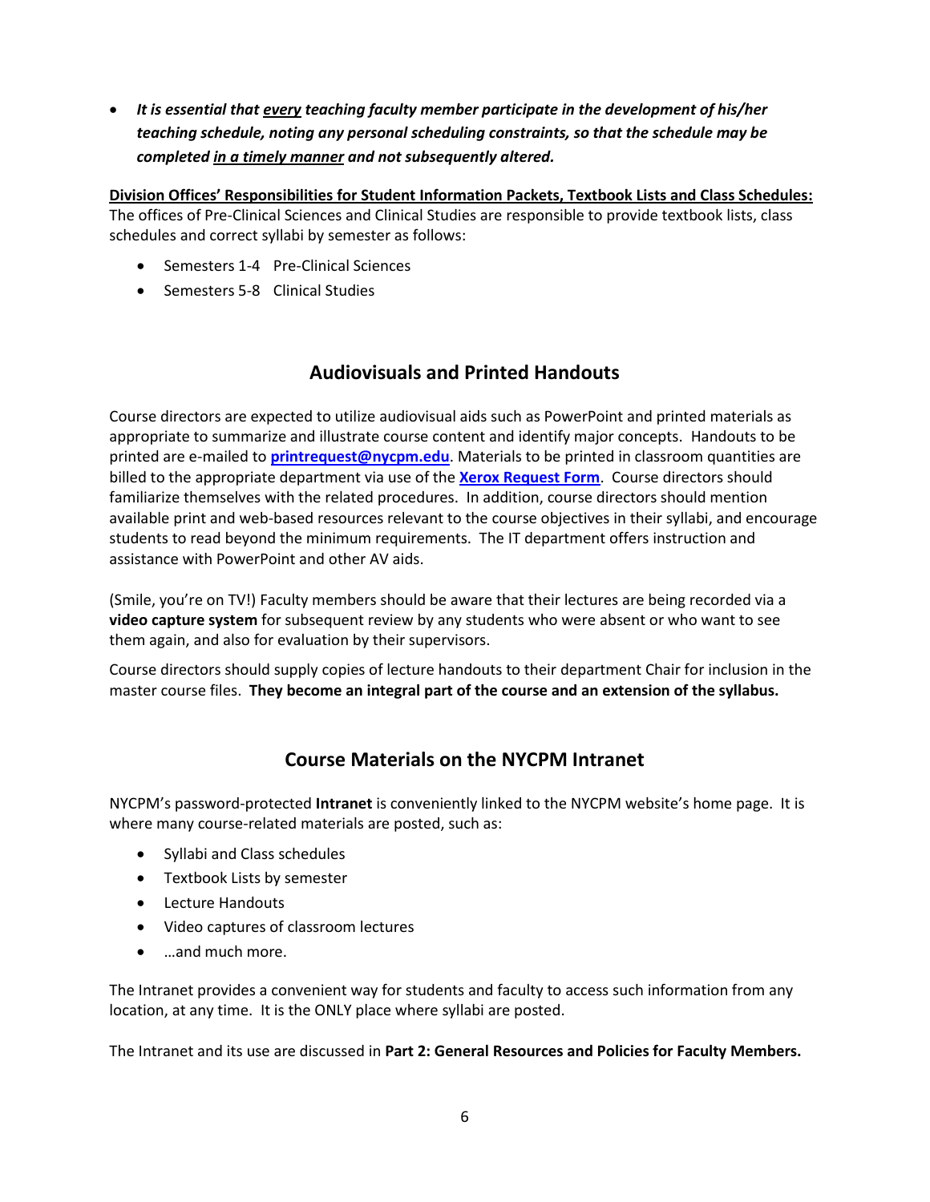- ***It is essential that <u>every</u> teaching faculty member participate in the development of his/her teaching schedule, noting any personal scheduling constraints, so that the schedule may be completed <u>in a timely manner</u> and not subsequently altered.***

**<u>Division Offices' Responsibilities for Student Information Packets, Textbook Lists and Class Schedules:</u>**
The offices of Pre-Clinical Sciences and Clinical Studies are responsible to provide textbook lists, class schedules and correct syllabi by semester as follows:

- Semesters 1-4 Pre-Clinical Sciences
- Semesters 5-8 Clinical Studies

## Audiovisuals and Printed Handouts

Course directors are expected to utilize audiovisual aids such as PowerPoint and printed materials as appropriate to summarize and illustrate course content and identify major concepts. Handouts to be printed are e-mailed to **printrequest@nycpm.edu**. Materials to be printed in classroom quantities are billed to the appropriate department via use of the **Xerox Request Form**. Course directors should familiarize themselves with the related procedures. In addition, course directors should mention available print and web-based resources relevant to the course objectives in their syllabi, and encourage students to read beyond the minimum requirements. The IT department offers instruction and assistance with PowerPoint and other AV aids.

(Smile, you're on TV!) Faculty members should be aware that their lectures are being recorded via a **video capture system** for subsequent review by any students who were absent or who want to see them again, and also for evaluation by their supervisors.

Course directors should supply copies of lecture handouts to their department Chair for inclusion in the master course files. **They become an integral part of the course and an extension of the syllabus.**

## Course Materials on the NYCPM Intranet

NYCPM's password-protected **Intranet** is conveniently linked to the NYCPM website's home page. It is where many course-related materials are posted, such as:

- Syllabi and Class schedules
- Textbook Lists by semester
- Lecture Handouts
- Video captures of classroom lectures
- …and much more.

The Intranet provides a convenient way for students and faculty to access such information from any location, at any time. It is the ONLY place where syllabi are posted.

The Intranet and its use are discussed in **Part 2: General Resources and Policies for Faculty Members.**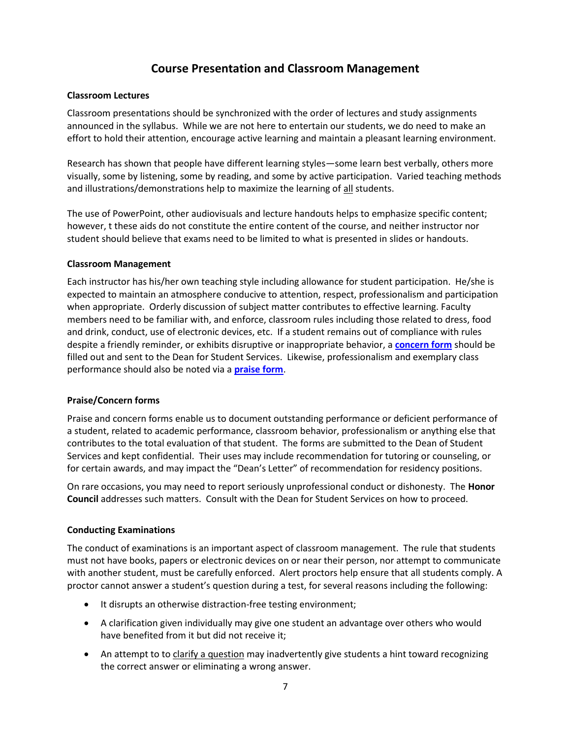# Course Presentation and Classroom Management

### Classroom Lectures

Classroom presentations should be synchronized with the order of lectures and study assignments announced in the syllabus. While we are not here to entertain our students, we do need to make an effort to hold their attention, encourage active learning and maintain a pleasant learning environment.

Research has shown that people have different learning styles—some learn best verbally, others more visually, some by listening, some by reading, and some by active participation. Varied teaching methods and illustrations/demonstrations help to maximize the learning of <u>all</u> students.

The use of PowerPoint, other audiovisuals and lecture handouts helps to emphasize specific content; however, t these aids do not constitute the entire content of the course, and neither instructor nor student should believe that exams need to be limited to what is presented in slides or handouts.

### Classroom Management

Each instructor has his/her own teaching style including allowance for student participation. He/she is expected to maintain an atmosphere conducive to attention, respect, professionalism and participation when appropriate. Orderly discussion of subject matter contributes to effective learning. Faculty members need to be familiar with, and enforce, classroom rules including those related to dress, food and drink, conduct, use of electronic devices, etc. If a student remains out of compliance with rules despite a friendly reminder, or exhibits disruptive or inappropriate behavior, a **concern form** should be filled out and sent to the Dean for Student Services. Likewise, professionalism and exemplary class performance should also be noted via a **praise form**.

### Praise/Concern forms

Praise and concern forms enable us to document outstanding performance or deficient performance of a student, related to academic performance, classroom behavior, professionalism or anything else that contributes to the total evaluation of that student. The forms are submitted to the Dean of Student Services and kept confidential. Their uses may include recommendation for tutoring or counseling, or for certain awards, and may impact the "Dean's Letter" of recommendation for residency positions.

On rare occasions, you may need to report seriously unprofessional conduct or dishonesty. The **Honor Council** addresses such matters. Consult with the Dean for Student Services on how to proceed.

### Conducting Examinations

The conduct of examinations is an important aspect of classroom management. The rule that students must not have books, papers or electronic devices on or near their person, nor attempt to communicate with another student, must be carefully enforced. Alert proctors help ensure that all students comply. A proctor cannot answer a student's question during a test, for several reasons including the following:

- It disrupts an otherwise distraction-free testing environment;
- A clarification given individually may give one student an advantage over others who would have benefited from it but did not receive it;
- An attempt to to <u>clarify a question</u> may inadvertently give students a hint toward recognizing the correct answer or eliminating a wrong answer.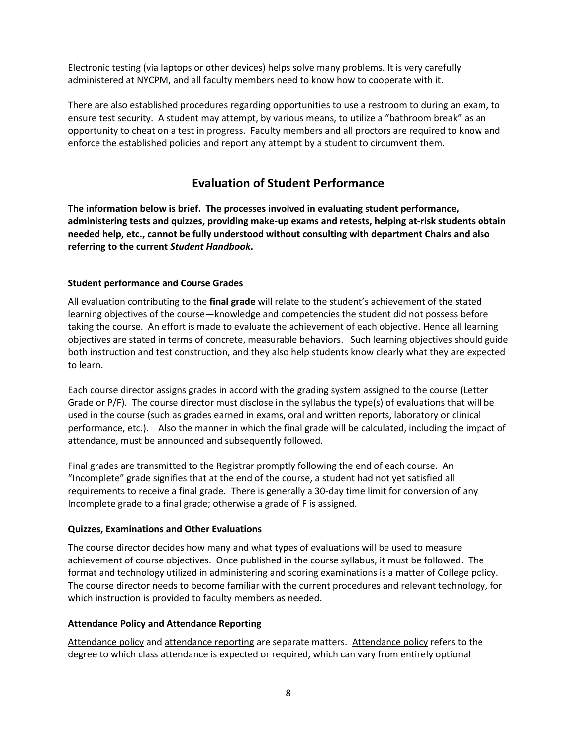Electronic testing (via laptops or other devices) helps solve many problems. It is very carefully administered at NYCPM, and all faculty members need to know how to cooperate with it.

There are also established procedures regarding opportunities to use a restroom to during an exam, to ensure test security. A student may attempt, by various means, to utilize a "bathroom break" as an opportunity to cheat on a test in progress. Faculty members and all proctors are required to know and enforce the established policies and report any attempt by a student to circumvent them.

## Evaluation of Student Performance

**The information below is brief. The processes involved in evaluating student performance, administering tests and quizzes, providing make-up exams and retests, helping at-risk students obtain needed help, etc., cannot be fully understood without consulting with department Chairs and also referring to the current *Student Handbook*.**

### Student performance and Course Grades

All evaluation contributing to the **final grade** will relate to the student's achievement of the stated learning objectives of the course—knowledge and competencies the student did not possess before taking the course. An effort is made to evaluate the achievement of each objective. Hence all learning objectives are stated in terms of concrete, measurable behaviors. Such learning objectives should guide both instruction and test construction, and they also help students know clearly what they are expected to learn.

Each course director assigns grades in accord with the grading system assigned to the course (Letter Grade or P/F). The course director must disclose in the syllabus the type(s) of evaluations that will be used in the course (such as grades earned in exams, oral and written reports, laboratory or clinical performance, etc.). Also the manner in which the final grade will be calculated, including the impact of attendance, must be announced and subsequently followed.

Final grades are transmitted to the Registrar promptly following the end of each course. An "Incomplete" grade signifies that at the end of the course, a student had not yet satisfied all requirements to receive a final grade. There is generally a 30-day time limit for conversion of any Incomplete grade to a final grade; otherwise a grade of F is assigned.

### Quizzes, Examinations and Other Evaluations

The course director decides how many and what types of evaluations will be used to measure achievement of course objectives. Once published in the course syllabus, it must be followed. The format and technology utilized in administering and scoring examinations is a matter of College policy. The course director needs to become familiar with the current procedures and relevant technology, for which instruction is provided to faculty members as needed.

### Attendance Policy and Attendance Reporting

Attendance policy and attendance reporting are separate matters. Attendance policy refers to the degree to which class attendance is expected or required, which can vary from entirely optional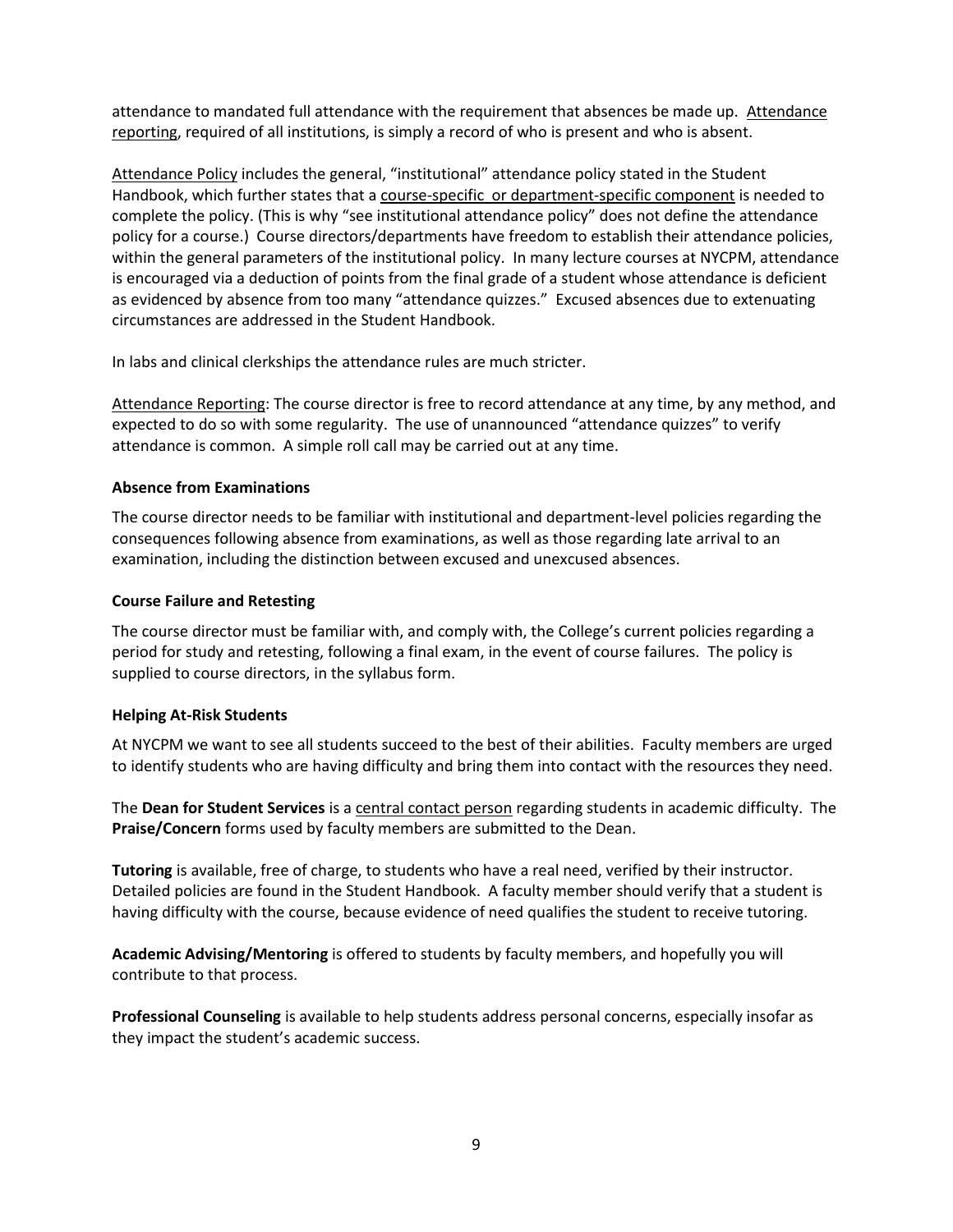attendance to mandated full attendance with the requirement that absences be made up. Attendance reporting, required of all institutions, is simply a record of who is present and who is absent.

Attendance Policy includes the general, "institutional" attendance policy stated in the Student Handbook, which further states that a course-specific or department-specific component is needed to complete the policy. (This is why "see institutional attendance policy" does not define the attendance policy for a course.) Course directors/departments have freedom to establish their attendance policies, within the general parameters of the institutional policy. In many lecture courses at NYCPM, attendance is encouraged via a deduction of points from the final grade of a student whose attendance is deficient as evidenced by absence from too many "attendance quizzes." Excused absences due to extenuating circumstances are addressed in the Student Handbook.

In labs and clinical clerkships the attendance rules are much stricter.

Attendance Reporting: The course director is free to record attendance at any time, by any method, and expected to do so with some regularity. The use of unannounced "attendance quizzes" to verify attendance is common. A simple roll call may be carried out at any time.

**Absence from Examinations**

The course director needs to be familiar with institutional and department-level policies regarding the consequences following absence from examinations, as well as those regarding late arrival to an examination, including the distinction between excused and unexcused absences.

**Course Failure and Retesting**

The course director must be familiar with, and comply with, the College's current policies regarding a period for study and retesting, following a final exam, in the event of course failures. The policy is supplied to course directors, in the syllabus form.

**Helping At-Risk Students**

At NYCPM we want to see all students succeed to the best of their abilities. Faculty members are urged to identify students who are having difficulty and bring them into contact with the resources they need.

The **Dean for Student Services** is a central contact person regarding students in academic difficulty. The **Praise/Concern** forms used by faculty members are submitted to the Dean.

**Tutoring** is available, free of charge, to students who have a real need, verified by their instructor. Detailed policies are found in the Student Handbook. A faculty member should verify that a student is having difficulty with the course, because evidence of need qualifies the student to receive tutoring.

**Academic Advising/Mentoring** is offered to students by faculty members, and hopefully you will contribute to that process.

**Professional Counseling** is available to help students address personal concerns, especially insofar as they impact the student's academic success.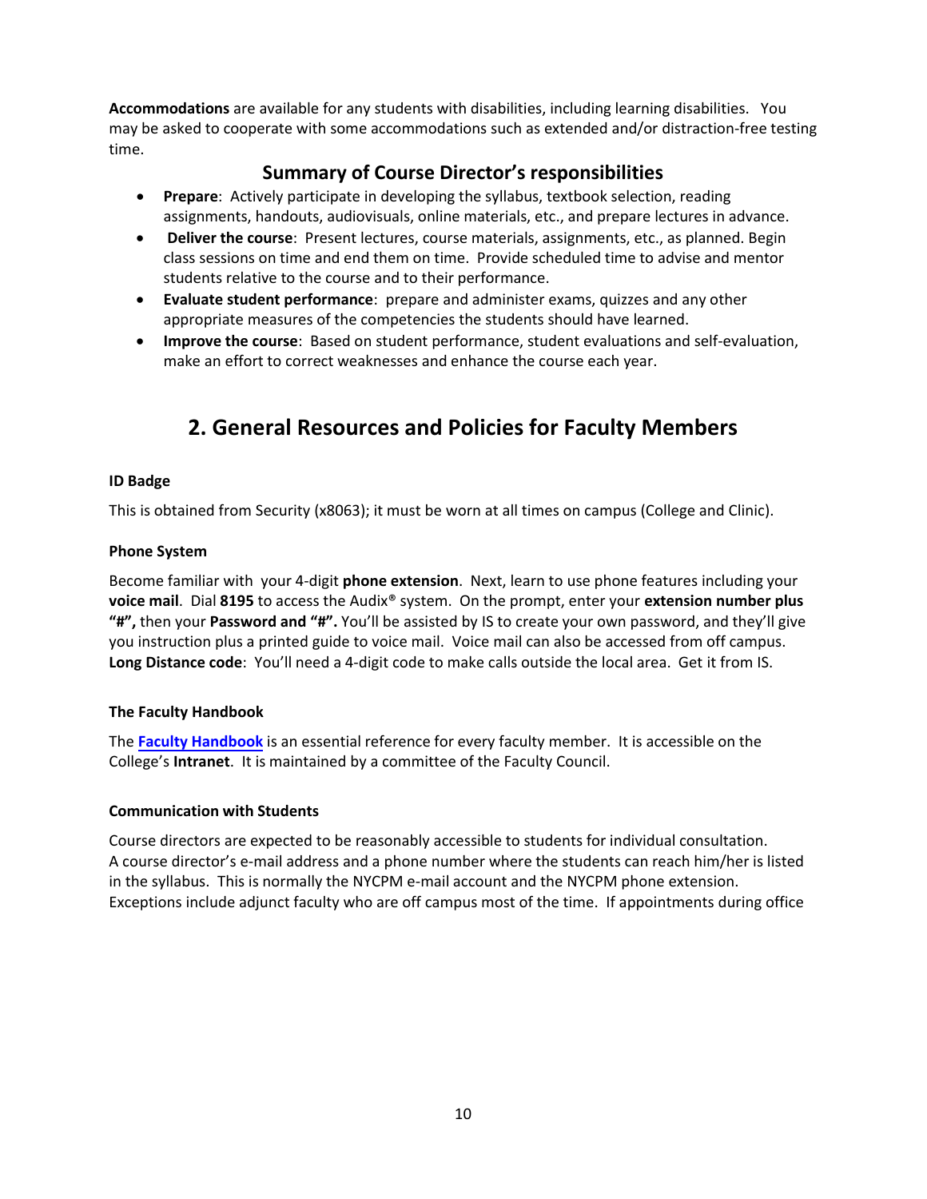**Accommodations** are available for any students with disabilities, including learning disabilities. You may be asked to cooperate with some accommodations such as extended and/or distraction-free testing time.

### Summary of Course Director's responsibilities

- **Prepare**: Actively participate in developing the syllabus, textbook selection, reading assignments, handouts, audiovisuals, online materials, etc., and prepare lectures in advance.
- **Deliver the course**: Present lectures, course materials, assignments, etc., as planned. Begin class sessions on time and end them on time. Provide scheduled time to advise and mentor students relative to the course and to their performance.
- **Evaluate student performance**: prepare and administer exams, quizzes and any other appropriate measures of the competencies the students should have learned.
- **Improve the course**: Based on student performance, student evaluations and self-evaluation, make an effort to correct weaknesses and enhance the course each year.

## 2. General Resources and Policies for Faculty Members

**ID Badge**

This is obtained from Security (x8063); it must be worn at all times on campus (College and Clinic).

**Phone System**

Become familiar with your 4-digit **phone extension**. Next, learn to use phone features including your **voice mail**. Dial **8195** to access the Audix® system. On the prompt, enter your **extension number plus "#",** then your **Password and "#".** You'll be assisted by IS to create your own password, and they'll give you instruction plus a printed guide to voice mail. Voice mail can also be accessed from off campus. **Long Distance code**: You'll need a 4-digit code to make calls outside the local area. Get it from IS.

**The Faculty Handbook**

The **Faculty Handbook** is an essential reference for every faculty member. It is accessible on the College's **Intranet**. It is maintained by a committee of the Faculty Council.

**Communication with Students**

Course directors are expected to be reasonably accessible to students for individual consultation. A course director's e-mail address and a phone number where the students can reach him/her is listed in the syllabus. This is normally the NYCPM e-mail account and the NYCPM phone extension. Exceptions include adjunct faculty who are off campus most of the time. If appointments during office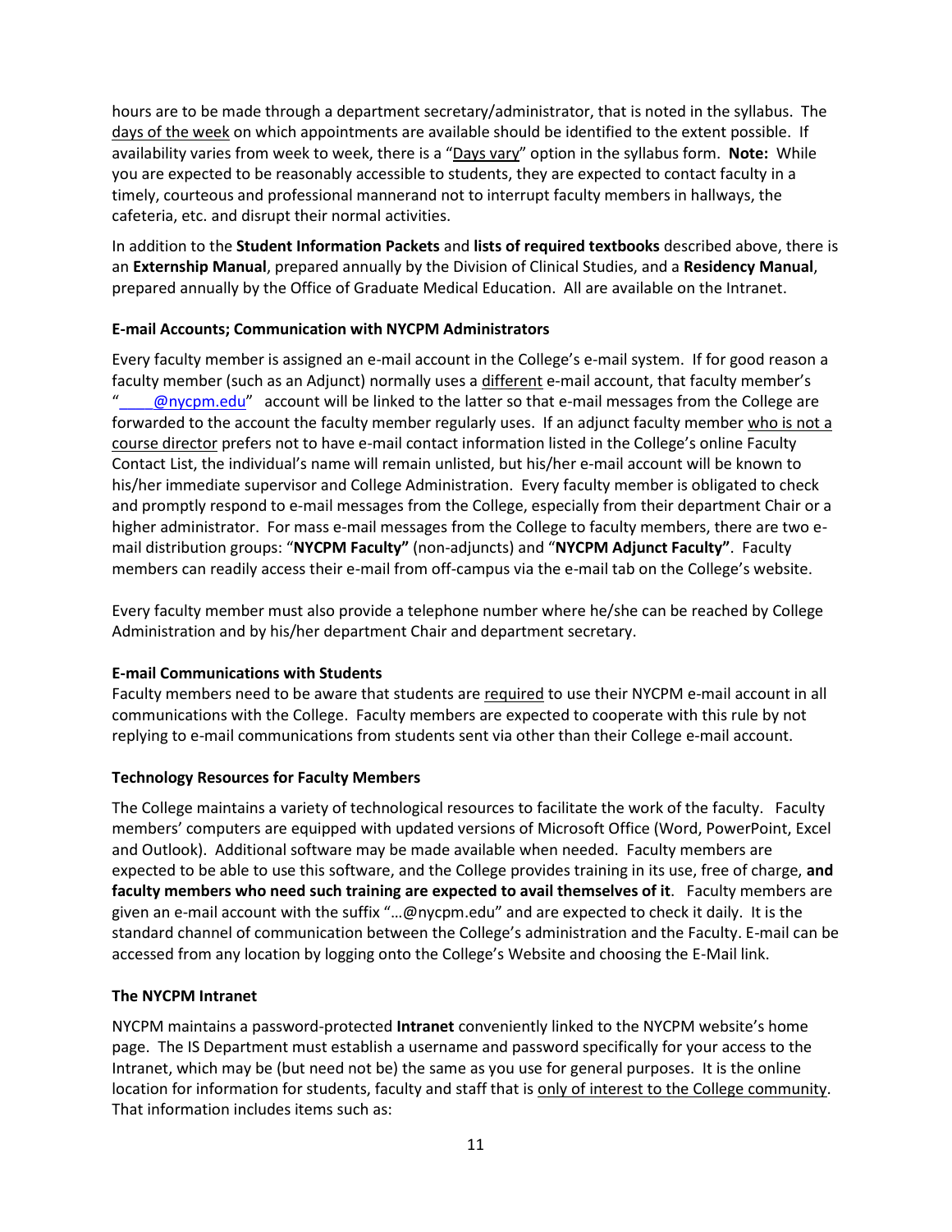hours are to be made through a department secretary/administrator, that is noted in the syllabus. The days of the week on which appointments are available should be identified to the extent possible. If availability varies from week to week, there is a "Days vary" option in the syllabus form. **Note:** While you are expected to be reasonably accessible to students, they are expected to contact faculty in a timely, courteous and professional mannerand not to interrupt faculty members in hallways, the cafeteria, etc. and disrupt their normal activities.

In addition to the **Student Information Packets** and **lists of required textbooks** described above, there is an **Externship Manual**, prepared annually by the Division of Clinical Studies, and a **Residency Manual**, prepared annually by the Office of Graduate Medical Education. All are available on the Intranet.

**E-mail Accounts; Communication with NYCPM Administrators**

Every faculty member is assigned an e-mail account in the College's e-mail system. If for good reason a faculty member (such as an Adjunct) normally uses a different e-mail account, that faculty member's "____@nycpm.edu" account will be linked to the latter so that e-mail messages from the College are forwarded to the account the faculty member regularly uses. If an adjunct faculty member who is not a course director prefers not to have e-mail contact information listed in the College's online Faculty Contact List, the individual's name will remain unlisted, but his/her e-mail account will be known to his/her immediate supervisor and College Administration. Every faculty member is obligated to check and promptly respond to e-mail messages from the College, especially from their department Chair or a higher administrator. For mass e-mail messages from the College to faculty members, there are two e-mail distribution groups: "**NYCPM Faculty"** (non-adjuncts) and "**NYCPM Adjunct Faculty"**. Faculty members can readily access their e-mail from off-campus via the e-mail tab on the College's website.

Every faculty member must also provide a telephone number where he/she can be reached by College Administration and by his/her department Chair and department secretary.

**E-mail Communications with Students**

Faculty members need to be aware that students are required to use their NYCPM e-mail account in all communications with the College. Faculty members are expected to cooperate with this rule by not replying to e-mail communications from students sent via other than their College e-mail account.

**Technology Resources for Faculty Members**

The College maintains a variety of technological resources to facilitate the work of the faculty. Faculty members' computers are equipped with updated versions of Microsoft Office (Word, PowerPoint, Excel and Outlook). Additional software may be made available when needed. Faculty members are expected to be able to use this software, and the College provides training in its use, free of charge, **and faculty members who need such training are expected to avail themselves of it**. Faculty members are given an e-mail account with the suffix "…@nycpm.edu" and are expected to check it daily. It is the standard channel of communication between the College's administration and the Faculty. E-mail can be accessed from any location by logging onto the College's Website and choosing the E-Mail link.

**The NYCPM Intranet**

NYCPM maintains a password-protected **Intranet** conveniently linked to the NYCPM website's home page. The IS Department must establish a username and password specifically for your access to the Intranet, which may be (but need not be) the same as you use for general purposes. It is the online location for information for students, faculty and staff that is only of interest to the College community. That information includes items such as: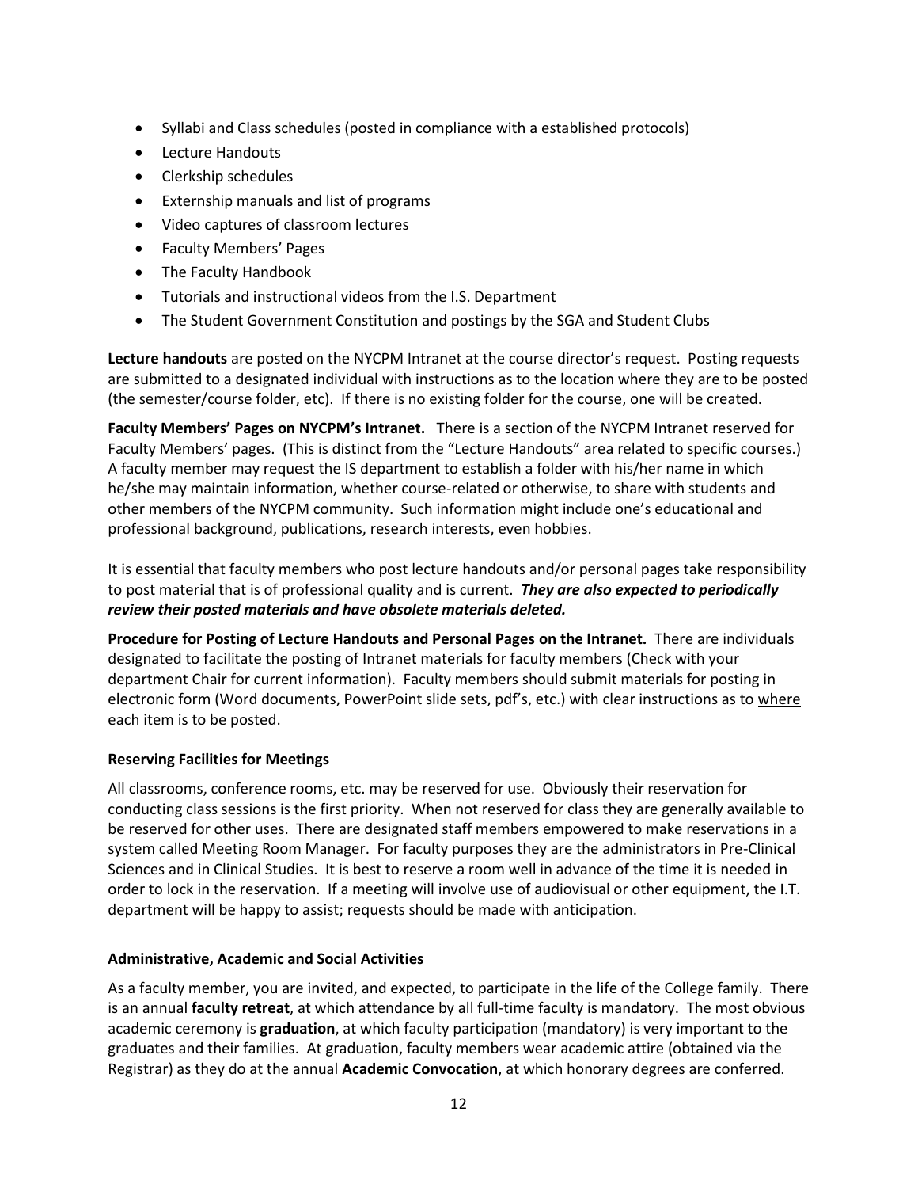- Syllabi and Class schedules (posted in compliance with a established protocols)
- Lecture Handouts
- Clerkship schedules
- Externship manuals and list of programs
- Video captures of classroom lectures
- Faculty Members' Pages
- The Faculty Handbook
- Tutorials and instructional videos from the I.S. Department
- The Student Government Constitution and postings by the SGA and Student Clubs

**Lecture handouts** are posted on the NYCPM Intranet at the course director's request. Posting requests are submitted to a designated individual with instructions as to the location where they are to be posted (the semester/course folder, etc). If there is no existing folder for the course, one will be created.

**Faculty Members' Pages on NYCPM's Intranet.** There is a section of the NYCPM Intranet reserved for Faculty Members' pages. (This is distinct from the "Lecture Handouts" area related to specific courses.) A faculty member may request the IS department to establish a folder with his/her name in which he/she may maintain information, whether course-related or otherwise, to share with students and other members of the NYCPM community. Such information might include one's educational and professional background, publications, research interests, even hobbies.

It is essential that faculty members who post lecture handouts and/or personal pages take responsibility to post material that is of professional quality and is current. ***They are also expected to periodically review their posted materials and have obsolete materials deleted.***

**Procedure for Posting of Lecture Handouts and Personal Pages on the Intranet.** There are individuals designated to facilitate the posting of Intranet materials for faculty members (Check with your department Chair for current information). Faculty members should submit materials for posting in electronic form (Word documents, PowerPoint slide sets, pdf's, etc.) with clear instructions as to <u>where</u> each item is to be posted.

### Reserving Facilities for Meetings

All classrooms, conference rooms, etc. may be reserved for use. Obviously their reservation for conducting class sessions is the first priority. When not reserved for class they are generally available to be reserved for other uses. There are designated staff members empowered to make reservations in a system called Meeting Room Manager. For faculty purposes they are the administrators in Pre-Clinical Sciences and in Clinical Studies. It is best to reserve a room well in advance of the time it is needed in order to lock in the reservation. If a meeting will involve use of audiovisual or other equipment, the I.T. department will be happy to assist; requests should be made with anticipation.

### Administrative, Academic and Social Activities

As a faculty member, you are invited, and expected, to participate in the life of the College family. There is an annual **faculty retreat**, at which attendance by all full-time faculty is mandatory. The most obvious academic ceremony is **graduation**, at which faculty participation (mandatory) is very important to the graduates and their families. At graduation, faculty members wear academic attire (obtained via the Registrar) as they do at the annual **Academic Convocation**, at which honorary degrees are conferred.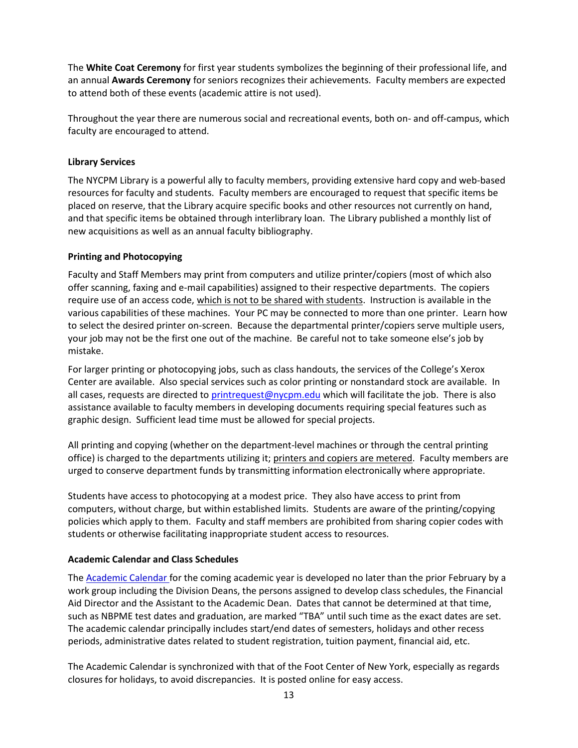The **White Coat Ceremony** for first year students symbolizes the beginning of their professional life, and an annual **Awards Ceremony** for seniors recognizes their achievements. Faculty members are expected to attend both of these events (academic attire is not used).

Throughout the year there are numerous social and recreational events, both on- and off-campus, which faculty are encouraged to attend.

### Library Services

The NYCPM Library is a powerful ally to faculty members, providing extensive hard copy and web-based resources for faculty and students. Faculty members are encouraged to request that specific items be placed on reserve, that the Library acquire specific books and other resources not currently on hand, and that specific items be obtained through interlibrary loan. The Library published a monthly list of new acquisitions as well as an annual faculty bibliography.

### Printing and Photocopying

Faculty and Staff Members may print from computers and utilize printer/copiers (most of which also offer scanning, faxing and e-mail capabilities) assigned to their respective departments. The copiers require use of an access code, <u>which is not to be shared with students</u>. Instruction is available in the various capabilities of these machines. Your PC may be connected to more than one printer. Learn how to select the desired printer on-screen. Because the departmental printer/copiers serve multiple users, your job may not be the first one out of the machine. Be careful not to take someone else's job by mistake.

For larger printing or photocopying jobs, such as class handouts, the services of the College's Xerox Center are available. Also special services such as color printing or nonstandard stock are available. In all cases, requests are directed to [printrequest@nycpm.edu](mailto:printrequest@nycpm.edu) which will facilitate the job. There is also assistance available to faculty members in developing documents requiring special features such as graphic design. Sufficient lead time must be allowed for special projects.

All printing and copying (whether on the department-level machines or through the central printing office) is charged to the departments utilizing it; <u>printers and copiers are metered</u>. Faculty members are urged to conserve department funds by transmitting information electronically where appropriate.

Students have access to photocopying at a modest price. They also have access to print from computers, without charge, but within established limits. Students are aware of the printing/copying policies which apply to them. Faculty and staff members are prohibited from sharing copier codes with students or otherwise facilitating inappropriate student access to resources.

### Academic Calendar and Class Schedules

The [Academic Calendar](#) for the coming academic year is developed no later than the prior February by a work group including the Division Deans, the persons assigned to develop class schedules, the Financial Aid Director and the Assistant to the Academic Dean. Dates that cannot be determined at that time, such as NBPME test dates and graduation, are marked "TBA" until such time as the exact dates are set. The academic calendar principally includes start/end dates of semesters, holidays and other recess periods, administrative dates related to student registration, tuition payment, financial aid, etc.

The Academic Calendar is synchronized with that of the Foot Center of New York, especially as regards closures for holidays, to avoid discrepancies. It is posted online for easy access.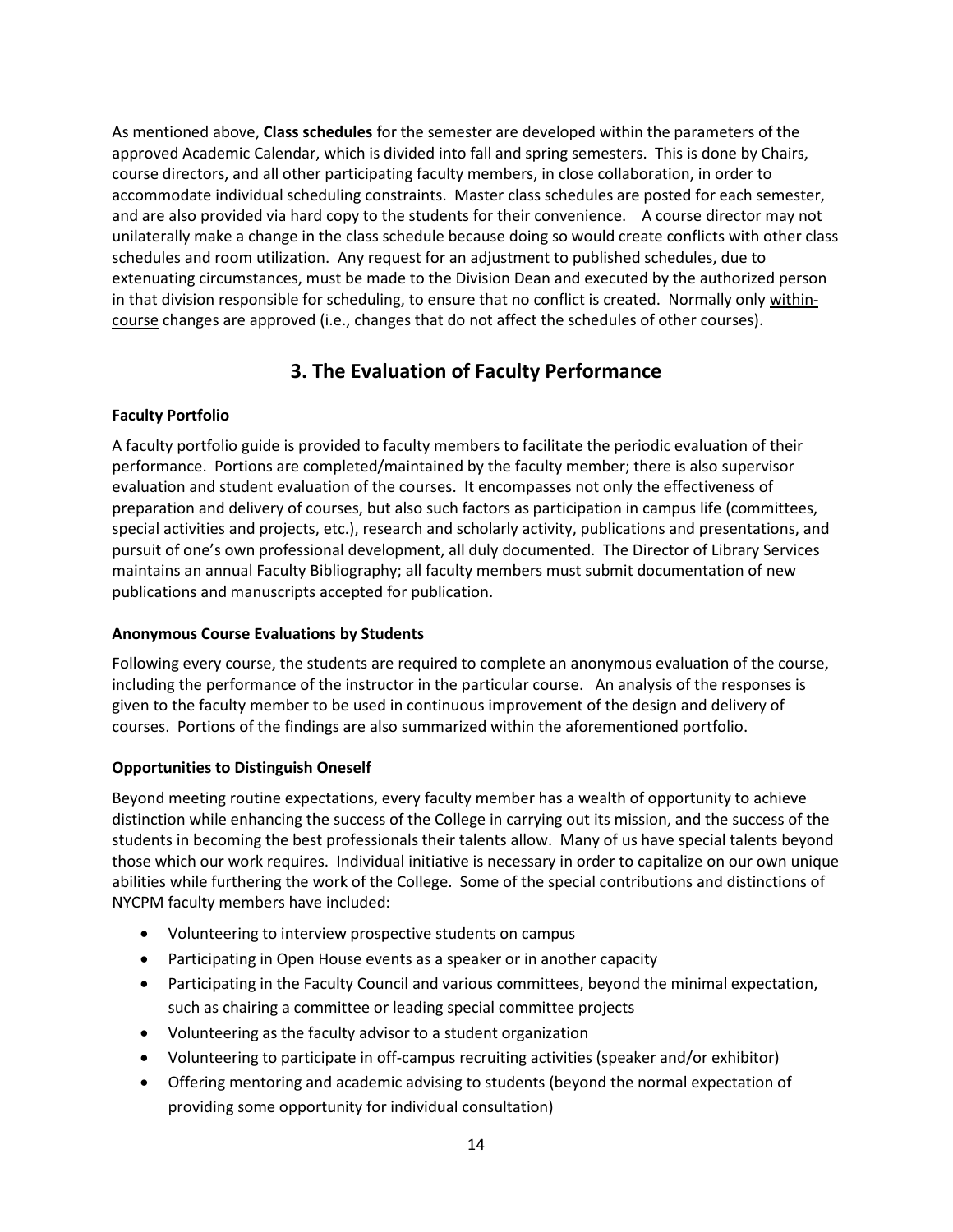As mentioned above, **Class schedules** for the semester are developed within the parameters of the approved Academic Calendar, which is divided into fall and spring semesters. This is done by Chairs, course directors, and all other participating faculty members, in close collaboration, in order to accommodate individual scheduling constraints. Master class schedules are posted for each semester, and are also provided via hard copy to the students for their convenience. A course director may not unilaterally make a change in the class schedule because doing so would create conflicts with other class schedules and room utilization. Any request for an adjustment to published schedules, due to extenuating circumstances, must be made to the Division Dean and executed by the authorized person in that division responsible for scheduling, to ensure that no conflict is created. Normally only within-course changes are approved (i.e., changes that do not affect the schedules of other courses).

## 3. The Evaluation of Faculty Performance

**Faculty Portfolio**

A faculty portfolio guide is provided to faculty members to facilitate the periodic evaluation of their performance. Portions are completed/maintained by the faculty member; there is also supervisor evaluation and student evaluation of the courses. It encompasses not only the effectiveness of preparation and delivery of courses, but also such factors as participation in campus life (committees, special activities and projects, etc.), research and scholarly activity, publications and presentations, and pursuit of one's own professional development, all duly documented. The Director of Library Services maintains an annual Faculty Bibliography; all faculty members must submit documentation of new publications and manuscripts accepted for publication.

**Anonymous Course Evaluations by Students**

Following every course, the students are required to complete an anonymous evaluation of the course, including the performance of the instructor in the particular course. An analysis of the responses is given to the faculty member to be used in continuous improvement of the design and delivery of courses. Portions of the findings are also summarized within the aforementioned portfolio.

**Opportunities to Distinguish Oneself**

Beyond meeting routine expectations, every faculty member has a wealth of opportunity to achieve distinction while enhancing the success of the College in carrying out its mission, and the success of the students in becoming the best professionals their talents allow. Many of us have special talents beyond those which our work requires. Individual initiative is necessary in order to capitalize on our own unique abilities while furthering the work of the College. Some of the special contributions and distinctions of NYCPM faculty members have included:

- Volunteering to interview prospective students on campus
- Participating in Open House events as a speaker or in another capacity
- Participating in the Faculty Council and various committees, beyond the minimal expectation, such as chairing a committee or leading special committee projects
- Volunteering as the faculty advisor to a student organization
- Volunteering to participate in off-campus recruiting activities (speaker and/or exhibitor)
- Offering mentoring and academic advising to students (beyond the normal expectation of providing some opportunity for individual consultation)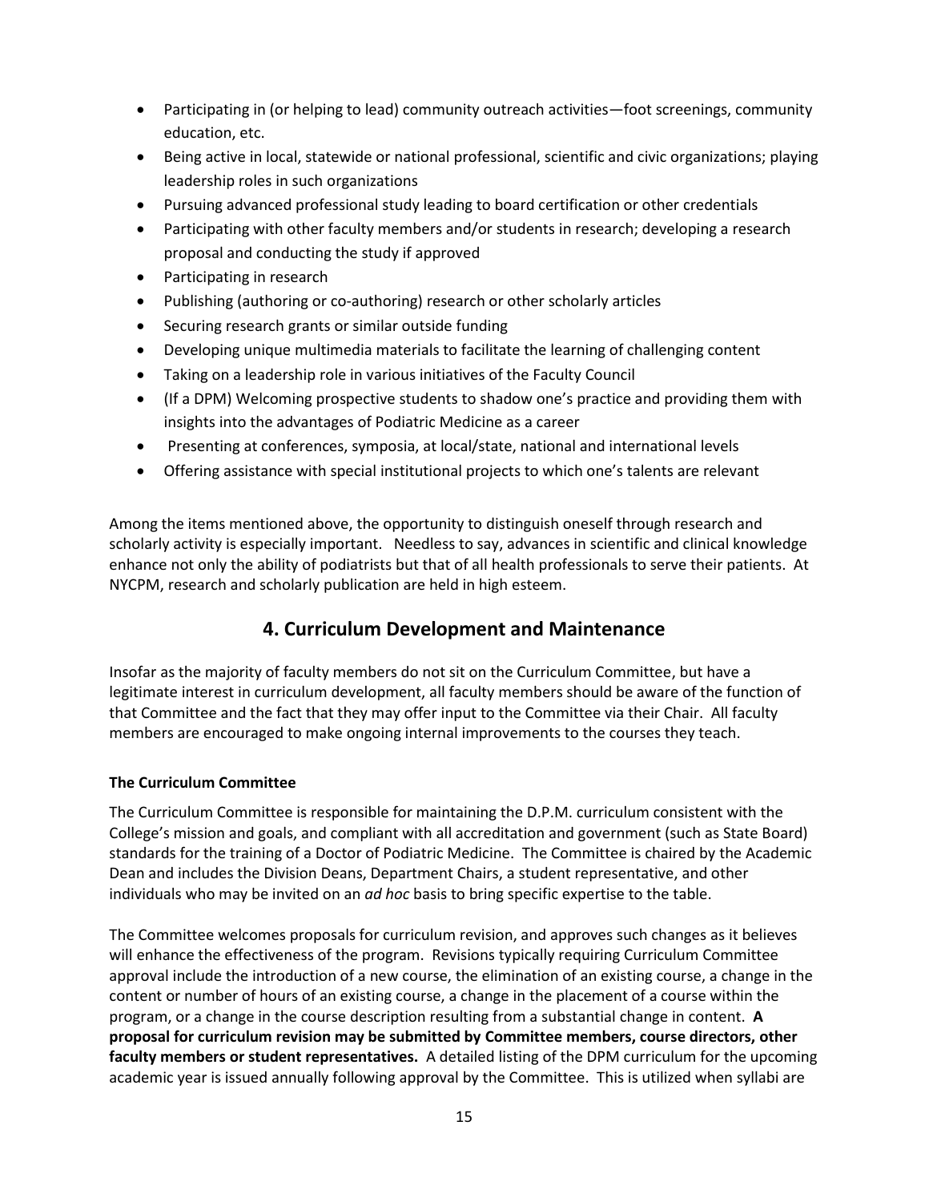- Participating in (or helping to lead) community outreach activities—foot screenings, community education, etc.
- Being active in local, statewide or national professional, scientific and civic organizations; playing leadership roles in such organizations
- Pursuing advanced professional study leading to board certification or other credentials
- Participating with other faculty members and/or students in research; developing a research proposal and conducting the study if approved
- Participating in research
- Publishing (authoring or co-authoring) research or other scholarly articles
- Securing research grants or similar outside funding
- Developing unique multimedia materials to facilitate the learning of challenging content
- Taking on a leadership role in various initiatives of the Faculty Council
- (If a DPM) Welcoming prospective students to shadow one's practice and providing them with insights into the advantages of Podiatric Medicine as a career
- Presenting at conferences, symposia, at local/state, national and international levels
- Offering assistance with special institutional projects to which one's talents are relevant

Among the items mentioned above, the opportunity to distinguish oneself through research and scholarly activity is especially important. Needless to say, advances in scientific and clinical knowledge enhance not only the ability of podiatrists but that of all health professionals to serve their patients. At NYCPM, research and scholarly publication are held in high esteem.

## 4. Curriculum Development and Maintenance

Insofar as the majority of faculty members do not sit on the Curriculum Committee, but have a legitimate interest in curriculum development, all faculty members should be aware of the function of that Committee and the fact that they may offer input to the Committee via their Chair. All faculty members are encouraged to make ongoing internal improvements to the courses they teach.

**The Curriculum Committee**

The Curriculum Committee is responsible for maintaining the D.P.M. curriculum consistent with the College's mission and goals, and compliant with all accreditation and government (such as State Board) standards for the training of a Doctor of Podiatric Medicine. The Committee is chaired by the Academic Dean and includes the Division Deans, Department Chairs, a student representative, and other individuals who may be invited on an *ad hoc* basis to bring specific expertise to the table.

The Committee welcomes proposals for curriculum revision, and approves such changes as it believes will enhance the effectiveness of the program. Revisions typically requiring Curriculum Committee approval include the introduction of a new course, the elimination of an existing course, a change in the content or number of hours of an existing course, a change in the placement of a course within the program, or a change in the course description resulting from a substantial change in content. **A proposal for curriculum revision may be submitted by Committee members, course directors, other faculty members or student representatives.** A detailed listing of the DPM curriculum for the upcoming academic year is issued annually following approval by the Committee. This is utilized when syllabi are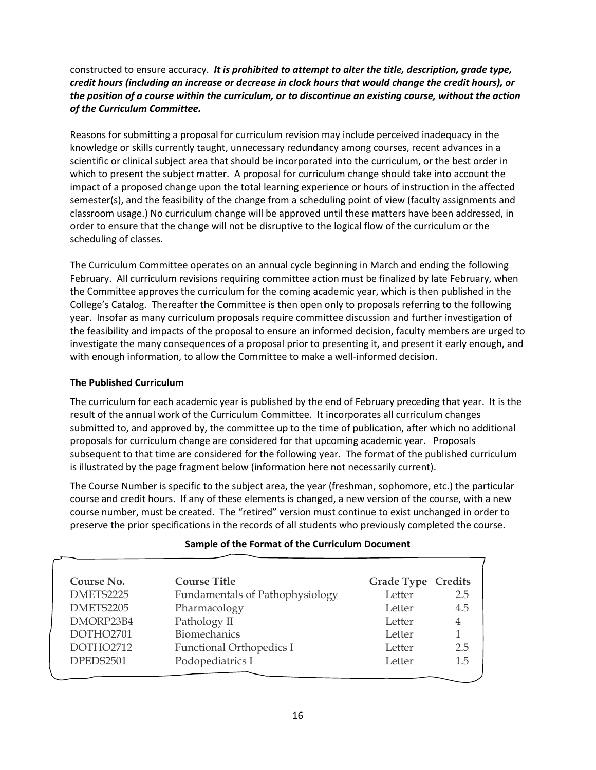constructed to ensure accuracy. ***It is prohibited to attempt to alter the title, description, grade type, credit hours (including an increase or decrease in clock hours that would change the credit hours), or the position of a course within the curriculum, or to discontinue an existing course, without the action of the Curriculum Committee.***

Reasons for submitting a proposal for curriculum revision may include perceived inadequacy in the knowledge or skills currently taught, unnecessary redundancy among courses, recent advances in a scientific or clinical subject area that should be incorporated into the curriculum, or the best order in which to present the subject matter. A proposal for curriculum change should take into account the impact of a proposed change upon the total learning experience or hours of instruction in the affected semester(s), and the feasibility of the change from a scheduling point of view (faculty assignments and classroom usage.) No curriculum change will be approved until these matters have been addressed, in order to ensure that the change will not be disruptive to the logical flow of the curriculum or the scheduling of classes.

The Curriculum Committee operates on an annual cycle beginning in March and ending the following February. All curriculum revisions requiring committee action must be finalized by late February, when the Committee approves the curriculum for the coming academic year, which is then published in the College's Catalog. Thereafter the Committee is then open only to proposals referring to the following year. Insofar as many curriculum proposals require committee discussion and further investigation of the feasibility and impacts of the proposal to ensure an informed decision, faculty members are urged to investigate the many consequences of a proposal prior to presenting it, and present it early enough, and with enough information, to allow the Committee to make a well-informed decision.

**The Published Curriculum**

The curriculum for each academic year is published by the end of February preceding that year. It is the result of the annual work of the Curriculum Committee. It incorporates all curriculum changes submitted to, and approved by, the committee up to the time of publication, after which no additional proposals for curriculum change are considered for that upcoming academic year. Proposals subsequent to that time are considered for the following year. The format of the published curriculum is illustrated by the page fragment below (information here not necessarily current).

The Course Number is specific to the subject area, the year (freshman, sophomore, etc.) the particular course and credit hours. If any of these elements is changed, a new version of the course, with a new course number, must be created. The "retired" version must continue to exist unchanged in order to preserve the prior specifications in the records of all students who previously completed the course.

**Sample of the Format of the Curriculum Document**

| Course No. | Course Title | Grade Type | Credits |
|---|---|---|---|
| DMETS2225 | Fundamentals of Pathophysiology | Letter | 2.5 |
| DMETS2205 | Pharmacology | Letter | 4.5 |
| DMORP23B4 | Pathology II | Letter | 4 |
| DOTHO2701 | Biomechanics | Letter | 1 |
| DOTHO2712 | Functional Orthopedics I | Letter | 2.5 |
| DPEDS2501 | Podopediatrics I | Letter | 1.5 |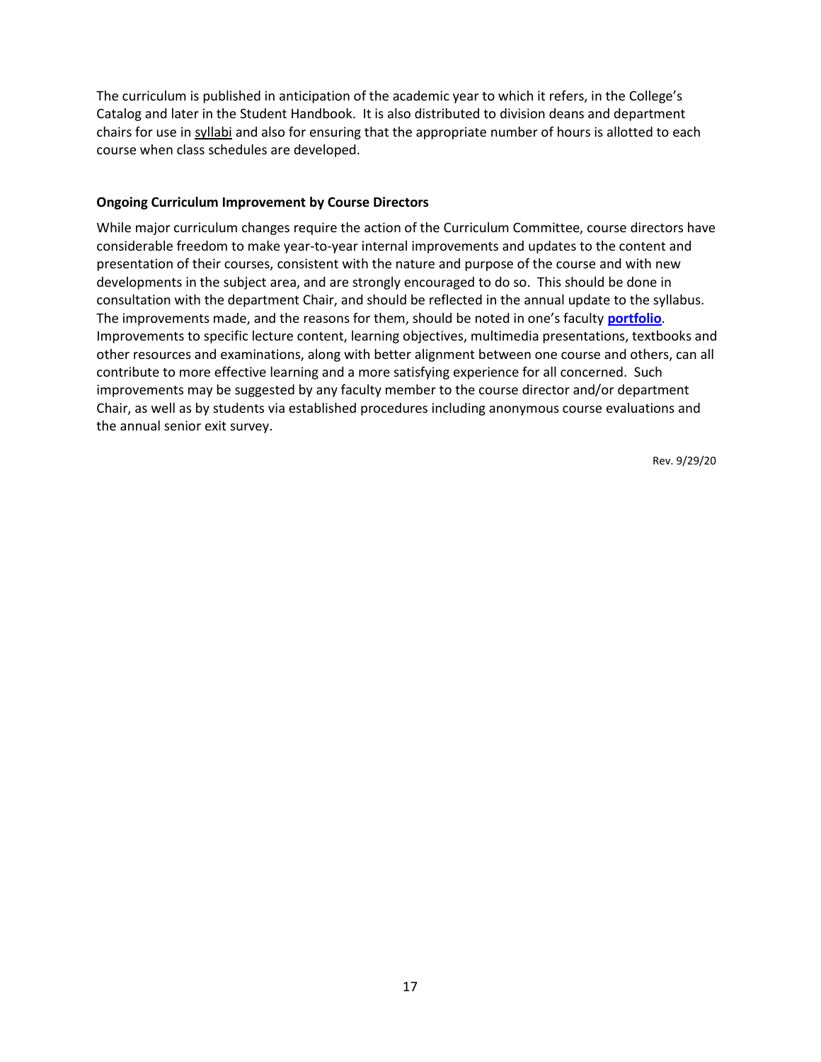The curriculum is published in anticipation of the academic year to which it refers, in the College's Catalog and later in the Student Handbook. It is also distributed to division deans and department chairs for use in syllabi and also for ensuring that the appropriate number of hours is allotted to each course when class schedules are developed.

**Ongoing Curriculum Improvement by Course Directors**

While major curriculum changes require the action of the Curriculum Committee, course directors have considerable freedom to make year-to-year internal improvements and updates to the content and presentation of their courses, consistent with the nature and purpose of the course and with new developments in the subject area, and are strongly encouraged to do so. This should be done in consultation with the department Chair, and should be reflected in the annual update to the syllabus. The improvements made, and the reasons for them, should be noted in one's faculty **portfolio**. Improvements to specific lecture content, learning objectives, multimedia presentations, textbooks and other resources and examinations, along with better alignment between one course and others, can all contribute to more effective learning and a more satisfying experience for all concerned. Such improvements may be suggested by any faculty member to the course director and/or department Chair, as well as by students via established procedures including anonymous course evaluations and the annual senior exit survey.

Rev. 9/29/20